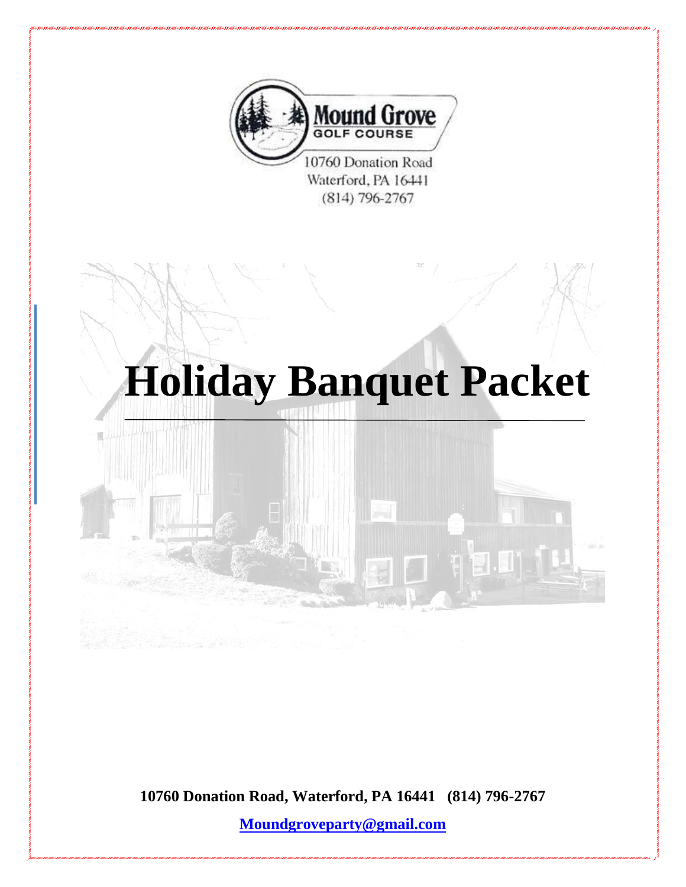Mound Grove
GOLF COURSE

10760 Donation Road
Waterford, PA 16441
(814) 796-2767

# Holiday Banquet Packet

**10760 Donation Road, Waterford, PA 16441 (814) 796-2767**

**Moundgroveparty@gmail.com**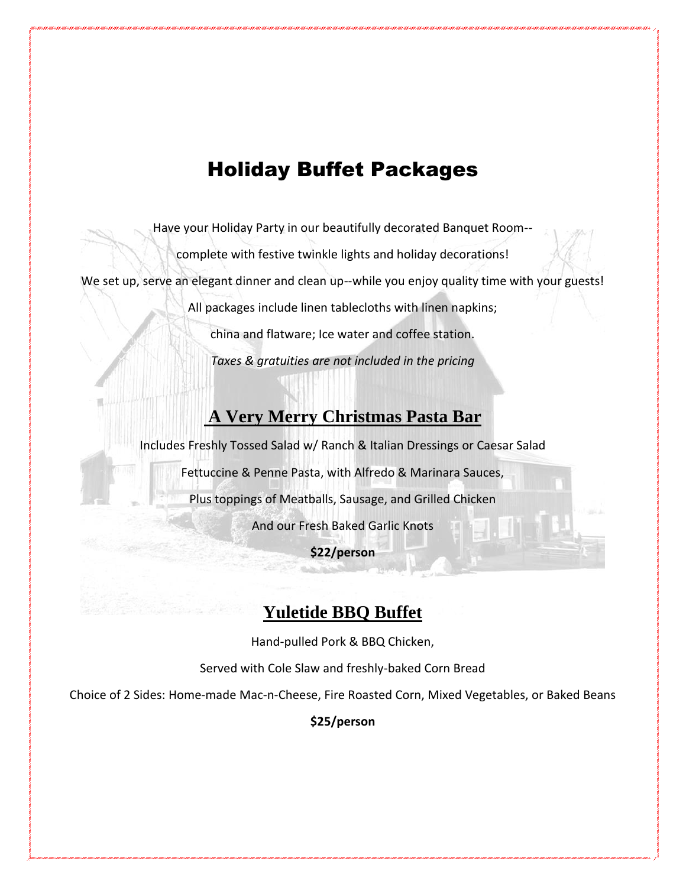# Holiday Buffet Packages

Have your Holiday Party in our beautifully decorated Banquet Room--

complete with festive twinkle lights and holiday decorations!

We set up, serve an elegant dinner and clean up--while you enjoy quality time with your guests!

All packages include linen tablecloths with linen napkins;

china and flatware; Ice water and coffee station.

*Taxes & gratuities are not included in the pricing*

## A Very Merry Christmas Pasta Bar

Includes Freshly Tossed Salad w/ Ranch & Italian Dressings or Caesar Salad

Fettuccine & Penne Pasta, with Alfredo & Marinara Sauces,

Plus toppings of Meatballs, Sausage, and Grilled Chicken

And our Fresh Baked Garlic Knots

**$22/person**

## Yuletide BBQ Buffet

Hand-pulled Pork & BBQ Chicken,

Served with Cole Slaw and freshly-baked Corn Bread

Choice of 2 Sides: Home-made Mac-n-Cheese, Fire Roasted Corn, Mixed Vegetables, or Baked Beans

**$25/person**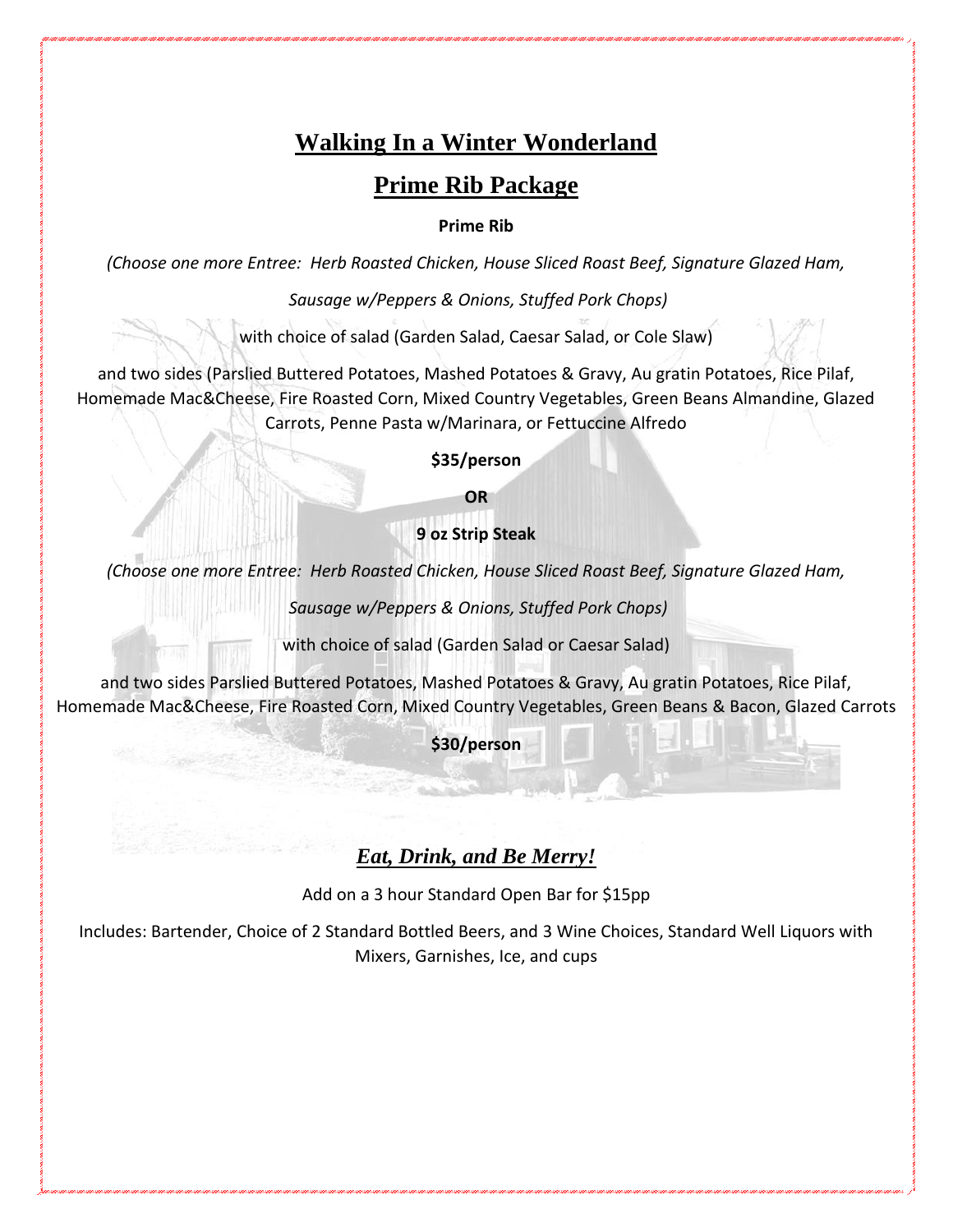# Walking In a Winter Wonderland

## Prime Rib Package

**Prime Rib**

*(Choose one more Entree: Herb Roasted Chicken, House Sliced Roast Beef, Signature Glazed Ham,*

*Sausage w/Peppers & Onions, Stuffed Pork Chops)*

with choice of salad (Garden Salad, Caesar Salad, or Cole Slaw)

and two sides (Parslied Buttered Potatoes, Mashed Potatoes & Gravy, Au gratin Potatoes, Rice Pilaf, Homemade Mac&Cheese, Fire Roasted Corn, Mixed Country Vegetables, Green Beans Almandine, Glazed Carrots, Penne Pasta w/Marinara, or Fettuccine Alfredo

**$35/person**

**OR**

**9 oz Strip Steak**

*(Choose one more Entree: Herb Roasted Chicken, House Sliced Roast Beef, Signature Glazed Ham,*

*Sausage w/Peppers & Onions, Stuffed Pork Chops)*

with choice of salad (Garden Salad or Caesar Salad)

and two sides Parslied Buttered Potatoes, Mashed Potatoes & Gravy, Au gratin Potatoes, Rice Pilaf, Homemade Mac&Cheese, Fire Roasted Corn, Mixed Country Vegetables, Green Beans & Bacon, Glazed Carrots

**$30/person**

### *Eat, Drink, and Be Merry!*

Add on a 3 hour Standard Open Bar for $15pp

Includes: Bartender, Choice of 2 Standard Bottled Beers, and 3 Wine Choices, Standard Well Liquors with Mixers, Garnishes, Ice, and cups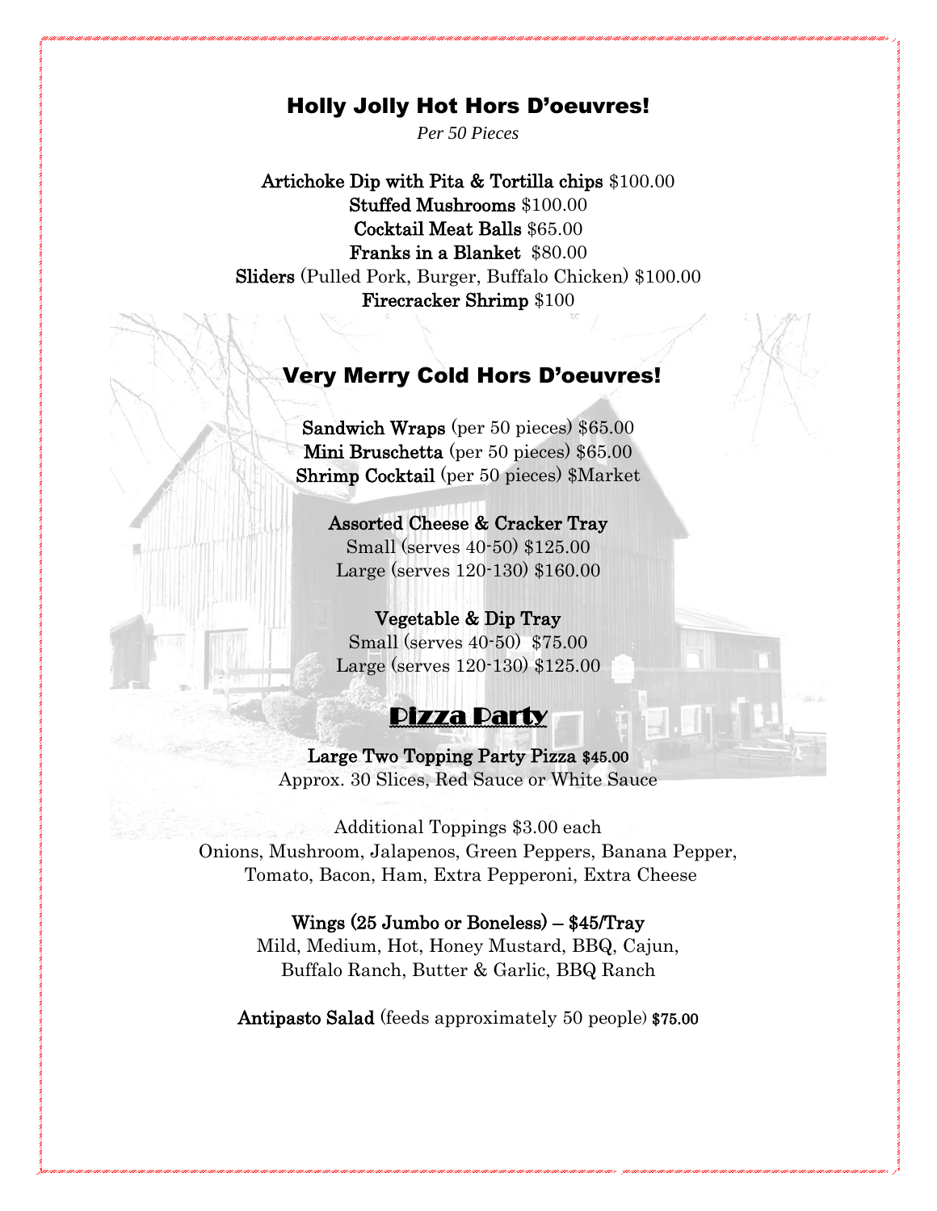## Holly Jolly Hot Hors D'oeuvres!

*Per 50 Pieces*

**Artichoke Dip with Pita & Tortilla chips** $100.00
**Stuffed Mushrooms** $100.00
**Cocktail Meat Balls** $65.00
**Franks in a Blanket** $80.00
**Sliders** (Pulled Pork, Burger, Buffalo Chicken) $100.00
**Firecracker Shrimp** $100

## Very Merry Cold Hors D'oeuvres!

**Sandwich Wraps** (per 50 pieces) $65.00
**Mini Bruschetta** (per 50 pieces) $65.00
**Shrimp Cocktail** (per 50 pieces) $Market

**Assorted Cheese & Cracker Tray**
Small (serves 40-50) $125.00
Large (serves 120-130) $160.00

**Vegetable & Dip Tray**
Small (serves 40-50) $75.00
Large (serves 120-130) $125.00

## Pizza Party

**Large Two Topping Party Pizza** $45.00
Approx. 30 Slices, Red Sauce or White Sauce

Additional Toppings $3.00 each
Onions, Mushroom, Jalapenos, Green Peppers, Banana Pepper, Tomato, Bacon, Ham, Extra Pepperoni, Extra Cheese

**Wings (25 Jumbo or Boneless) – $45/Tray**
Mild, Medium, Hot, Honey Mustard, BBQ, Cajun, Buffalo Ranch, Butter & Garlic, BBQ Ranch

**Antipasto Salad** (feeds approximately 50 people) $75.00